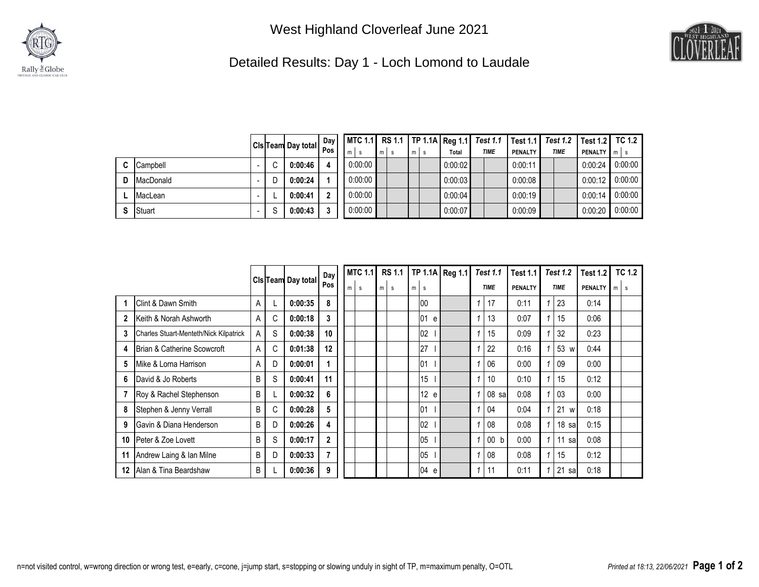# West Highland Cloverleaf June 2021

## Detailed Results: Day 1 - Loch Lomond to Laudale

| | | Cls | Team | Day total | Day Pos | MTC 1.1 | | RS 1.1 | | TP 1.1A | | Reg 1.1 | Test 1.1 | | Test 1.1 | Test 1.2 | | Test 1.2 | TC 1.2 | |
|---|---|---|---|---|---|---|---|---|---|---|---|---|---|---|---|---|---|---|---|---|
| | | | | | | m | s | m | s | m | s | Total | TIME | | PENALTY | TIME | | PENALTY | m | s |
| C | Campbell | - | C | 0:00:46 | 4 | 0:00:00 | | | | | | 0:00:02 | | | 0:00:11 | | | 0:00:24 | 0:00:00 | |
| D | MacDonald | - | D | 0:00:24 | 1 | 0:00:00 | | | | | | 0:00:03 | | | 0:00:08 | | | 0:00:12 | 0:00:00 | |
| L | MacLean | - | L | 0:00:41 | 2 | 0:00:00 | | | | | | 0:00:04 | | | 0:00:19 | | | 0:00:14 | 0:00:00 | |
| S | Stuart | - | S | 0:00:43 | 3 | 0:00:00 | | | | | | 0:00:07 | | | 0:00:09 | | | 0:00:20 | 0:00:00 | |

| | | Cls | Team | Day total | Day Pos | MTC 1.1 | | RS 1.1 | | TP 1.1A | | Reg 1.1 | Test 1.1 | | Test 1.1 | Test 1.2 | | Test 1.2 | TC 1.2 | |
|---|---|---|---|---|---|---|---|---|---|---|---|---|---|---|---|---|---|---|---|---|
| | | | | | | m | s | m | s | m | s | | TIME | | PENALTY | TIME | | PENALTY | m | s |
| 1 | Clint & Dawn Smith | A | L | 0:00:35 | 8 | | | | | | 00 | | 1 | 17 | 0:11 | 1 | 23 | 0:14 | | |
| 2 | Keith & Norah Ashworth | A | C | 0:00:18 | 3 | | | | | | 01 e | | 1 | 13 | 0:07 | 1 | 15 | 0:06 | | |
| 3 | Charles Stuart-Menteth/Nick Kilpatrick | A | S | 0:00:38 | 10 | | | | | | 02 l | | 1 | 15 | 0:09 | 1 | 32 | 0:23 | | |
| 4 | Brian & Catherine Scowcroft | A | C | 0:01:38 | 12 | | | | | | 27 l | | 1 | 22 | 0:16 | 1 | 53 w | 0:44 | | |
| 5 | Mike & Lorna Harrison | A | D | 0:00:01 | 1 | | | | | | 01 l | | 1 | 06 | 0:00 | 1 | 09 | 0:00 | | |
| 6 | David & Jo Roberts | B | S | 0:00:41 | 11 | | | | | | 15 l | | 1 | 10 | 0:10 | 1 | 15 | 0:12 | | |
| 7 | Roy & Rachel Stephenson | B | L | 0:00:32 | 6 | | | | | | 12 e | | 1 | 08 sa | 0:08 | 1 | 03 | 0:00 | | |
| 8 | Stephen & Jenny Verrall | B | C | 0:00:28 | 5 | | | | | | 01 l | | 1 | 04 | 0:04 | 1 | 21 w | 0:18 | | |
| 9 | Gavin & Diana Henderson | B | D | 0:00:26 | 4 | | | | | | 02 l | | 1 | 08 | 0:08 | 1 | 18 sa | 0:15 | | |
| 10 | Peter & Zoe Lovett | B | S | 0:00:17 | 2 | | | | | | 05 l | | 1 | 00 b | 0:00 | 1 | 11 sa | 0:08 | | |
| 11 | Andrew Laing & Ian Milne | B | D | 0:00:33 | 7 | | | | | | 05 l | | 1 | 08 | 0:08 | 1 | 15 | 0:12 | | |
| 12 | Alan & Tina Beardshaw | B | L | 0:00:36 | 9 | | | | | | 04 e | | 1 | 11 | 0:11 | 1 | 21 sa | 0:18 | | |

n=not visited control, w=wrong direction or wrong test, e=early, c=cone, j=jump start, s=stopping or slowing unduly in sight of TP, m=maximum penalty, O=OTL

*Printed at 18:13, 22/06/2021*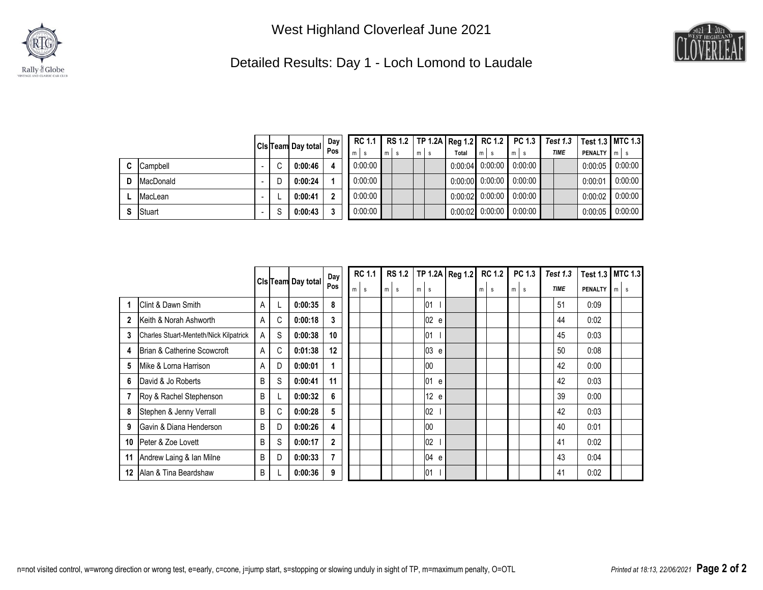# West Highland Cloverleaf June 2021

## Detailed Results: Day 1 - Loch Lomond to Laudale

| | | Cls | Team | Day total | Day Pos | RC 1.1 m s | RS 1.2 m s | TP 1.2A m s | Reg 1.2 Total | RC 1.2 m s | PC 1.3 m s | Test 1.3 TIME | Test 1.3 PENALTY | MTC 1.3 m s |
|---|---|---|---|---|---|---|---|---|---|---|---|---|---|---|
| C | Campbell | - | C | 0:00:46 | 4 | 0:00:00 | | | 0:00:04 | 0:00:00 | 0:00:00 | | 0:00:05 | 0:00:00 |
| D | MacDonald | - | D | 0:00:24 | 1 | 0:00:00 | | | 0:00:00 | 0:00:00 | 0:00:00 | | 0:00:01 | 0:00:00 |
| L | MacLean | - | L | 0:00:41 | 2 | 0:00:00 | | | 0:00:02 | 0:00:00 | 0:00:00 | | 0:00:02 | 0:00:00 |
| S | Stuart | - | S | 0:00:43 | 3 | 0:00:00 | | | 0:00:02 | 0:00:00 | 0:00:00 | | 0:00:05 | 0:00:00 |

| | | Cls | Team | Day total | Day Pos | RC 1.1 m s | RS 1.2 m s | TP 1.2A m s | Reg 1.2 | RC 1.2 m s | PC 1.3 m s | Test 1.3 TIME | Test 1.3 PENALTY | MTC 1.3 m s |
|---|---|---|---|---|---|---|---|---|---|---|---|---|---|---|
| 1 | Clint & Dawn Smith | A | L | 0:00:35 | 8 | | | 01 l | | | | 51 | 0:09 | |
| 2 | Keith & Norah Ashworth | A | C | 0:00:18 | 3 | | | 02 e | | | | 44 | 0:02 | |
| 3 | Charles Stuart-Menteth/Nick Kilpatrick | A | S | 0:00:38 | 10 | | | 01 l | | | | 45 | 0:03 | |
| 4 | Brian & Catherine Scowcroft | A | C | 0:01:38 | 12 | | | 03 e | | | | 50 | 0:08 | |
| 5 | Mike & Lorna Harrison | A | D | 0:00:01 | 1 | | | 00 | | | | 42 | 0:00 | |
| 6 | David & Jo Roberts | B | S | 0:00:41 | 11 | | | 01 e | | | | 42 | 0:03 | |
| 7 | Roy & Rachel Stephenson | B | L | 0:00:32 | 6 | | | 12 e | | | | 39 | 0:00 | |
| 8 | Stephen & Jenny Verrall | B | C | 0:00:28 | 5 | | | 02 l | | | | 42 | 0:03 | |
| 9 | Gavin & Diana Henderson | B | D | 0:00:26 | 4 | | | 00 | | | | 40 | 0:01 | |
| 10 | Peter & Zoe Lovett | B | S | 0:00:17 | 2 | | | 02 l | | | | 41 | 0:02 | |
| 11 | Andrew Laing & Ian Milne | B | D | 0:00:33 | 7 | | | 04 e | | | | 43 | 0:04 | |
| 12 | Alan & Tina Beardshaw | B | L | 0:00:36 | 9 | | | 01 l | | | | 41 | 0:02 | |

n=not visited control, w=wrong direction or wrong test, e=early, c=cone, j=jump start, s=stopping or slowing unduly in sight of TP, m=maximum penalty, O=OTL

*Printed at 18:13, 22/06/2021*